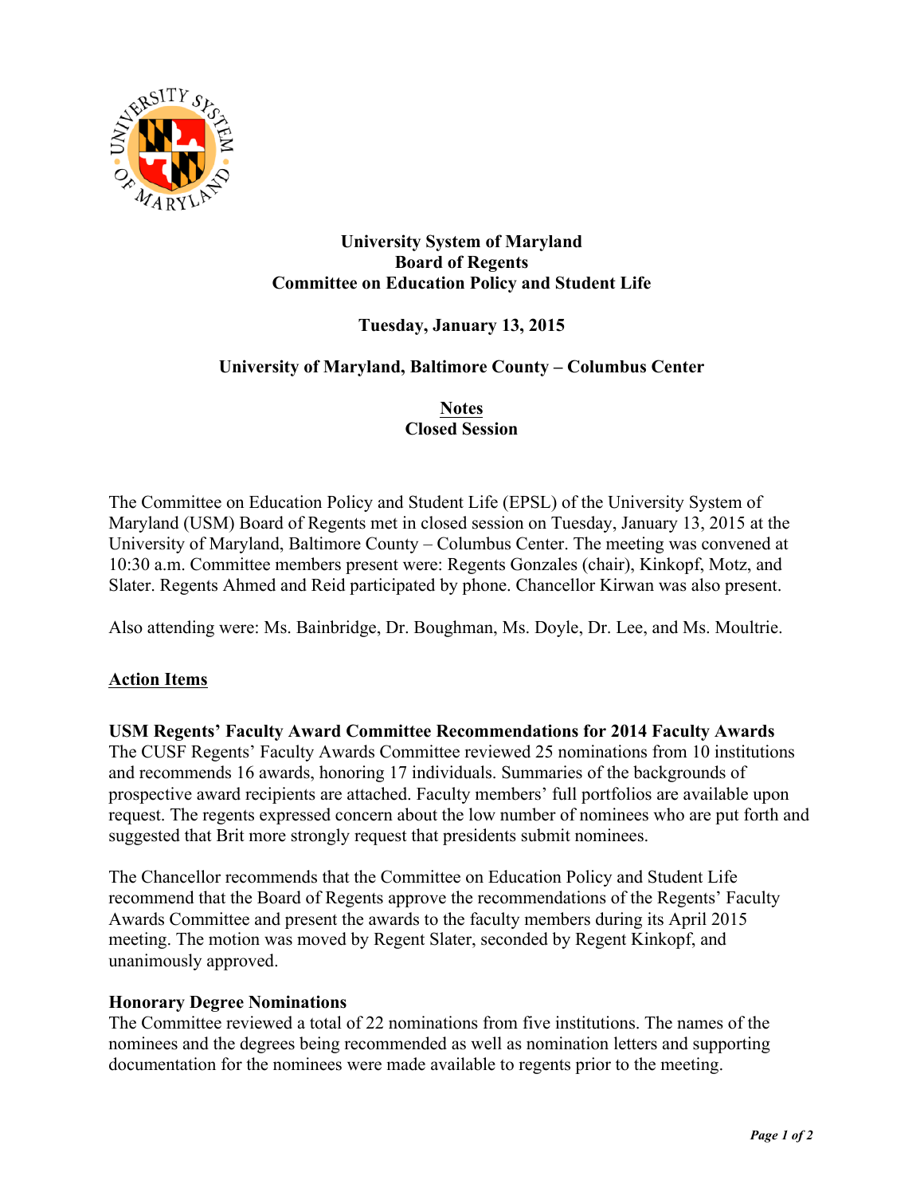**University System of Maryland**
**Board of Regents**
**Committee on Education Policy and Student Life**

**Tuesday, January 13, 2015**

**University of Maryland, Baltimore County – Columbus Center**

**Notes**
**Closed Session**

The Committee on Education Policy and Student Life (EPSL) of the University System of Maryland (USM) Board of Regents met in closed session on Tuesday, January 13, 2015 at the University of Maryland, Baltimore County – Columbus Center. The meeting was convened at 10:30 a.m. Committee members present were: Regents Gonzales (chair), Kinkopf, Motz, and Slater. Regents Ahmed and Reid participated by phone. Chancellor Kirwan was also present.

Also attending were: Ms. Bainbridge, Dr. Boughman, Ms. Doyle, Dr. Lee, and Ms. Moultrie.

## Action Items

**USM Regents' Faculty Award Committee Recommendations for 2014 Faculty Awards**
The CUSF Regents' Faculty Awards Committee reviewed 25 nominations from 10 institutions and recommends 16 awards, honoring 17 individuals. Summaries of the backgrounds of prospective award recipients are attached. Faculty members' full portfolios are available upon request. The regents expressed concern about the low number of nominees who are put forth and suggested that Brit more strongly request that presidents submit nominees.

The Chancellor recommends that the Committee on Education Policy and Student Life recommend that the Board of Regents approve the recommendations of the Regents' Faculty Awards Committee and present the awards to the faculty members during its April 2015 meeting. The motion was moved by Regent Slater, seconded by Regent Kinkopf, and unanimously approved.

**Honorary Degree Nominations**
The Committee reviewed a total of 22 nominations from five institutions. The names of the nominees and the degrees being recommended as well as nomination letters and supporting documentation for the nominees were made available to regents prior to the meeting.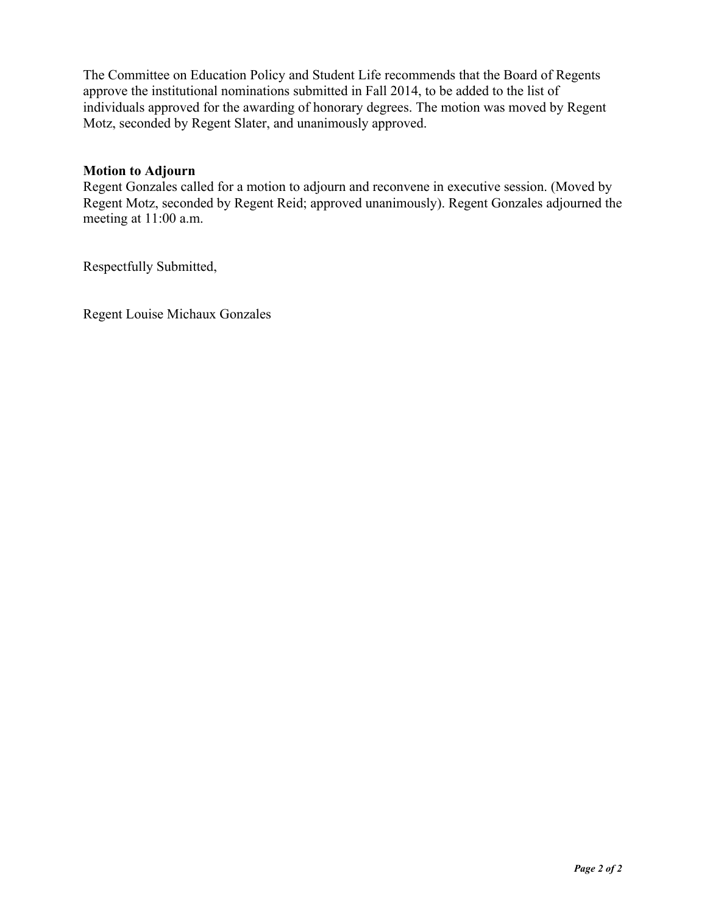The Committee on Education Policy and Student Life recommends that the Board of Regents approve the institutional nominations submitted in Fall 2014, to be added to the list of individuals approved for the awarding of honorary degrees. The motion was moved by Regent Motz, seconded by Regent Slater, and unanimously approved.

**Motion to Adjourn**

Regent Gonzales called for a motion to adjourn and reconvene in executive session. (Moved by Regent Motz, seconded by Regent Reid; approved unanimously). Regent Gonzales adjourned the meeting at 11:00 a.m.

Respectfully Submitted,

Regent Louise Michaux Gonzales